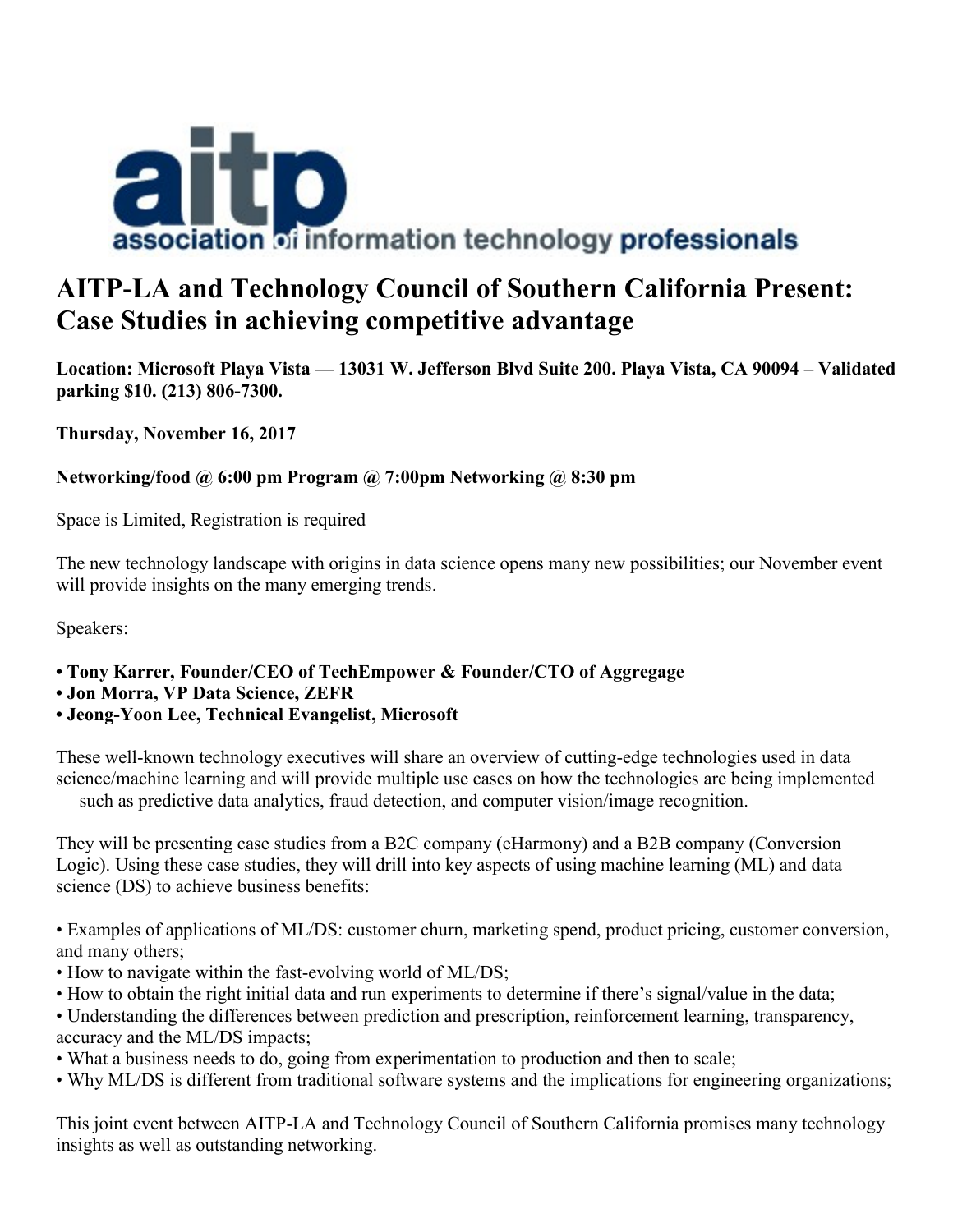# AITP-LA and Technology Council of Southern California Present: Case Studies in achieving competitive advantage

**Location: Microsoft Playa Vista — 13031 W. Jefferson Blvd Suite 200. Playa Vista, CA 90094 – Validated parking $10. (213) 806-7300.**

**Thursday, November 16, 2017**

**Networking/food @ 6:00 pm Program @ 7:00pm Networking @ 8:30 pm**

Space is Limited, Registration is required

The new technology landscape with origins in data science opens many new possibilities; our November event will provide insights on the many emerging trends.

Speakers:

- **Tony Karrer, Founder/CEO of TechEmpower & Founder/CTO of Aggregage**
- **Jon Morra, VP Data Science, ZEFR**
- **Jeong-Yoon Lee, Technical Evangelist, Microsoft**

These well-known technology executives will share an overview of cutting-edge technologies used in data science/machine learning and will provide multiple use cases on how the technologies are being implemented — such as predictive data analytics, fraud detection, and computer vision/image recognition.

They will be presenting case studies from a B2C company (eHarmony) and a B2B company (Conversion Logic). Using these case studies, they will drill into key aspects of using machine learning (ML) and data science (DS) to achieve business benefits:

- Examples of applications of ML/DS: customer churn, marketing spend, product pricing, customer conversion, and many others;
- How to navigate within the fast-evolving world of ML/DS;
- How to obtain the right initial data and run experiments to determine if there's signal/value in the data;
- Understanding the differences between prediction and prescription, reinforcement learning, transparency, accuracy and the ML/DS impacts;
- What a business needs to do, going from experimentation to production and then to scale;
- Why ML/DS is different from traditional software systems and the implications for engineering organizations;

This joint event between AITP-LA and Technology Council of Southern California promises many technology insights as well as outstanding networking.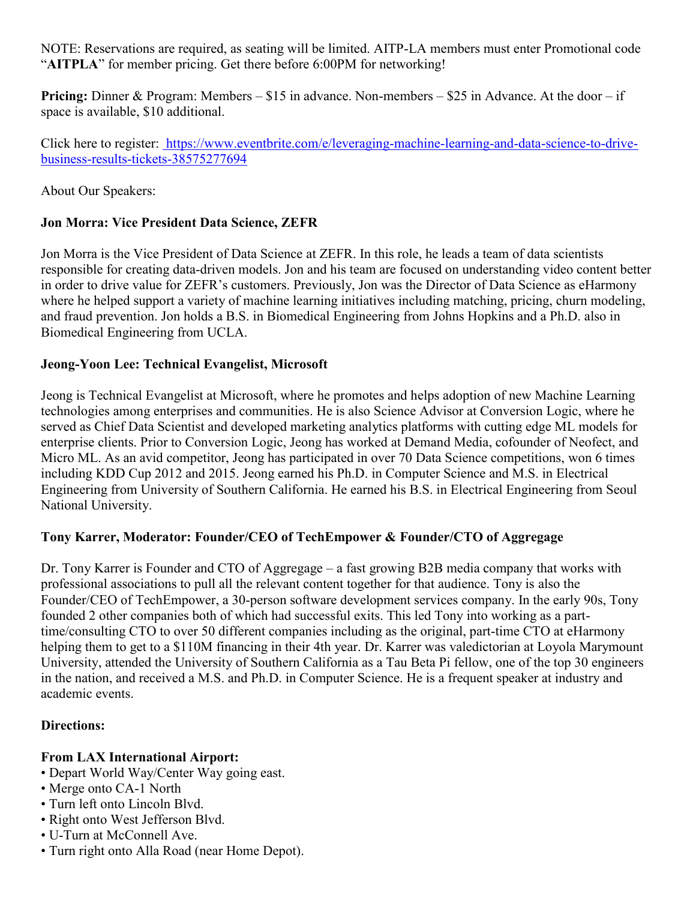NOTE: Reservations are required, as seating will be limited. AITP-LA members must enter Promotional code "**AITPLA**" for member pricing. Get there before 6:00PM for networking!

**Pricing:** Dinner & Program: Members – $15 in advance. Non-members – $25 in Advance. At the door – if space is available, $10 additional.

Click here to register: [https://www.eventbrite.com/e/leveraging-machine-learning-and-data-science-to-drive-business-results-tickets-38575277694](https://www.eventbrite.com/e/leveraging-machine-learning-and-data-science-to-drive-business-results-tickets-38575277694)

About Our Speakers:

**Jon Morra: Vice President Data Science, ZEFR**

Jon Morra is the Vice President of Data Science at ZEFR. In this role, he leads a team of data scientists responsible for creating data-driven models. Jon and his team are focused on understanding video content better in order to drive value for ZEFR's customers. Previously, Jon was the Director of Data Science as eHarmony where he helped support a variety of machine learning initiatives including matching, pricing, churn modeling, and fraud prevention. Jon holds a B.S. in Biomedical Engineering from Johns Hopkins and a Ph.D. also in Biomedical Engineering from UCLA.

**Jeong-Yoon Lee: Technical Evangelist, Microsoft**

Jeong is Technical Evangelist at Microsoft, where he promotes and helps adoption of new Machine Learning technologies among enterprises and communities. He is also Science Advisor at Conversion Logic, where he served as Chief Data Scientist and developed marketing analytics platforms with cutting edge ML models for enterprise clients. Prior to Conversion Logic, Jeong has worked at Demand Media, cofounder of Neofect, and Micro ML. As an avid competitor, Jeong has participated in over 70 Data Science competitions, won 6 times including KDD Cup 2012 and 2015. Jeong earned his Ph.D. in Computer Science and M.S. in Electrical Engineering from University of Southern California. He earned his B.S. in Electrical Engineering from Seoul National University.

**Tony Karrer, Moderator: Founder/CEO of TechEmpower & Founder/CTO of Aggregage**

Dr. Tony Karrer is Founder and CTO of Aggregage – a fast growing B2B media company that works with professional associations to pull all the relevant content together for that audience. Tony is also the Founder/CEO of TechEmpower, a 30-person software development services company. In the early 90s, Tony founded 2 other companies both of which had successful exits. This led Tony into working as a part-time/consulting CTO to over 50 different companies including as the original, part-time CTO at eHarmony helping them to get to a $110M financing in their 4th year. Dr. Karrer was valedictorian at Loyola Marymount University, attended the University of Southern California as a Tau Beta Pi fellow, one of the top 30 engineers in the nation, and received a M.S. and Ph.D. in Computer Science. He is a frequent speaker at industry and academic events.

**Directions:**

**From LAX International Airport:**

- Depart World Way/Center Way going east.
- Merge onto CA-1 North
- Turn left onto Lincoln Blvd.
- Right onto West Jefferson Blvd.
- U-Turn at McConnell Ave.
- Turn right onto Alla Road (near Home Depot).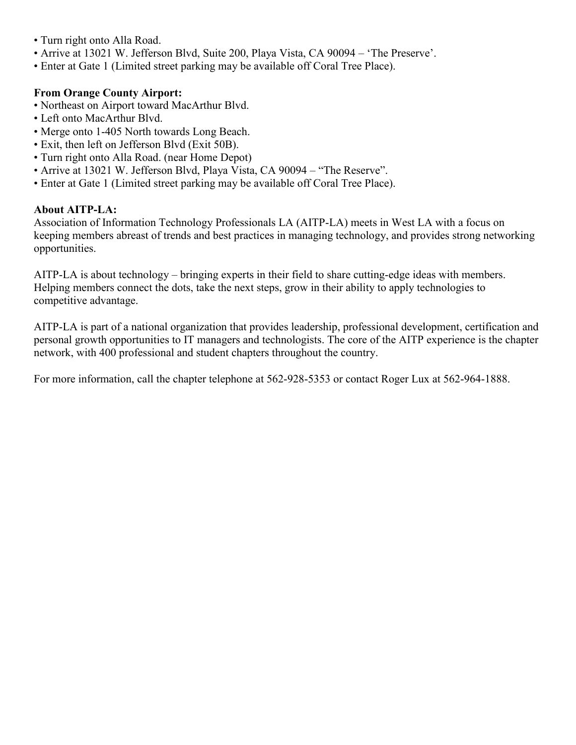- Turn right onto Alla Road.
- Arrive at 13021 W. Jefferson Blvd, Suite 200, Playa Vista, CA 90094 – 'The Preserve'.
- Enter at Gate 1 (Limited street parking may be available off Coral Tree Place).

**From Orange County Airport:**

- Northeast on Airport toward MacArthur Blvd.
- Left onto MacArthur Blvd.
- Merge onto 1-405 North towards Long Beach.
- Exit, then left on Jefferson Blvd (Exit 50B).
- Turn right onto Alla Road. (near Home Depot)
- Arrive at 13021 W. Jefferson Blvd, Playa Vista, CA 90094 – "The Reserve".
- Enter at Gate 1 (Limited street parking may be available off Coral Tree Place).

**About AITP-LA:**

Association of Information Technology Professionals LA (AITP-LA) meets in West LA with a focus on keeping members abreast of trends and best practices in managing technology, and provides strong networking opportunities.

AITP-LA is about technology – bringing experts in their field to share cutting-edge ideas with members. Helping members connect the dots, take the next steps, grow in their ability to apply technologies to competitive advantage.

AITP-LA is part of a national organization that provides leadership, professional development, certification and personal growth opportunities to IT managers and technologists. The core of the AITP experience is the chapter network, with 400 professional and student chapters throughout the country.

For more information, call the chapter telephone at 562-928-5353 or contact Roger Lux at 562-964-1888.